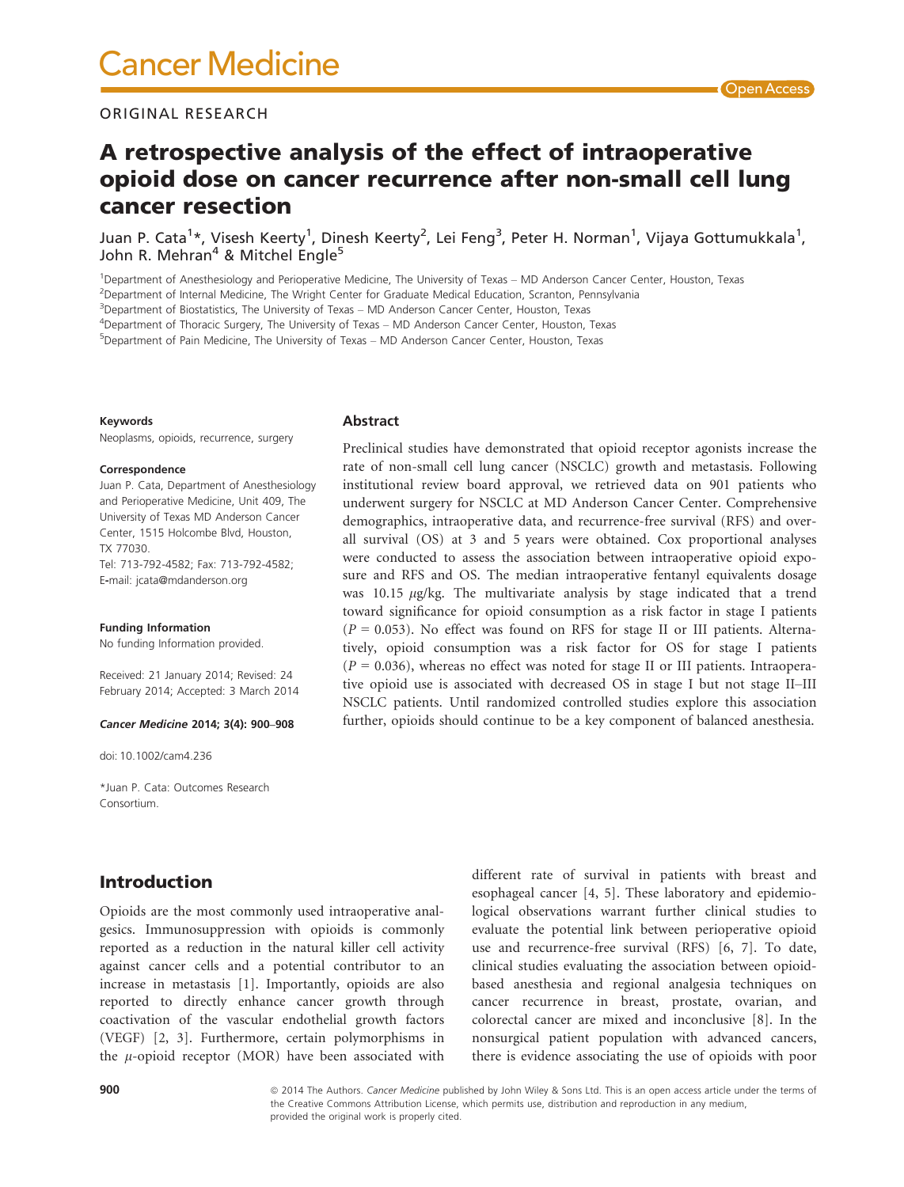Cancer Medicine

ORIGINAL RESEARCH

# A retrospective analysis of the effect of intraoperative opioid dose on cancer recurrence after non-small cell lung cancer resection

Juan P. Cata[1]*, Visesh Keerty[1], Dinesh Keerty[2], Lei Feng[3], Peter H. Norman[1], Vijaya Gottumukkala[1], John R. Mehran[4] & Mitchel Engle[5]

[1]Department of Anesthesiology and Perioperative Medicine, The University of Texas – MD Anderson Cancer Center, Houston, Texas
[2]Department of Internal Medicine, The Wright Center for Graduate Medical Education, Scranton, Pennsylvania
[3]Department of Biostatistics, The University of Texas – MD Anderson Cancer Center, Houston, Texas
[4]Department of Thoracic Surgery, The University of Texas – MD Anderson Cancer Center, Houston, Texas
[5]Department of Pain Medicine, The University of Texas – MD Anderson Cancer Center, Houston, Texas

**Keywords**
Neoplasms, opioids, recurrence, surgery

**Correspondence**
Juan P. Cata, Department of Anesthesiology and Perioperative Medicine, Unit 409, The University of Texas MD Anderson Cancer Center, 1515 Holcombe Blvd, Houston, TX 77030.
Tel: 713-792-4582; Fax: 713-792-4582;
E-mail: jcata@mdanderson.org

**Funding Information**
No funding Information provided.

Received: 21 January 2014; Revised: 24 February 2014; Accepted: 3 March 2014

***Cancer Medicine* 2014; 3(4): 900–908**

doi: 10.1002/cam4.236

*Juan P. Cata: Outcomes Research Consortium.

## Abstract

Preclinical studies have demonstrated that opioid receptor agonists increase the rate of non-small cell lung cancer (NSCLC) growth and metastasis. Following institutional review board approval, we retrieved data on 901 patients who underwent surgery for NSCLC at MD Anderson Cancer Center. Comprehensive demographics, intraoperative data, and recurrence-free survival (RFS) and overall survival (OS) at 3 and 5 years were obtained. Cox proportional analyses were conducted to assess the association between intraoperative opioid exposure and RFS and OS. The median intraoperative fentanyl equivalents dosage was 10.15 $\mu$g/kg. The multivariate analysis by stage indicated that a trend toward significance for opioid consumption as a risk factor in stage I patients ($P = 0.053$). No effect was found on RFS for stage II or III patients. Alternatively, opioid consumption was a risk factor for OS for stage I patients ($P = 0.036$), whereas no effect was noted for stage II or III patients. Intraoperative opioid use is associated with decreased OS in stage I but not stage II–III NSCLC patients. Until randomized controlled studies explore this association further, opioids should continue to be a key component of balanced anesthesia.

## Introduction

Opioids are the most commonly used intraoperative analgesics. Immunosuppression with opioids is commonly reported as a reduction in the natural killer cell activity against cancer cells and a potential contributor to an increase in metastasis [1]. Importantly, opioids are also reported to directly enhance cancer growth through coactivation of the vascular endothelial growth factors (VEGF) [2, 3]. Furthermore, certain polymorphisms in the $\mu$-opioid receptor (MOR) have been associated with different rate of survival in patients with breast and esophageal cancer [4, 5]. These laboratory and epidemiological observations warrant further clinical studies to evaluate the potential link between perioperative opioid use and recurrence-free survival (RFS) [6, 7]. To date, clinical studies evaluating the association between opioid-based anesthesia and regional analgesia techniques on cancer recurrence in breast, prostate, ovarian, and colorectal cancer are mixed and inconclusive [8]. In the nonsurgical patient population with advanced cancers, there is evidence associating the use of opioids with poor

© 2014 The Authors. *Cancer Medicine* published by John Wiley & Sons Ltd. This is an open access article under the terms of the Creative Commons Attribution License, which permits use, distribution and reproduction in any medium, provided the original work is properly cited.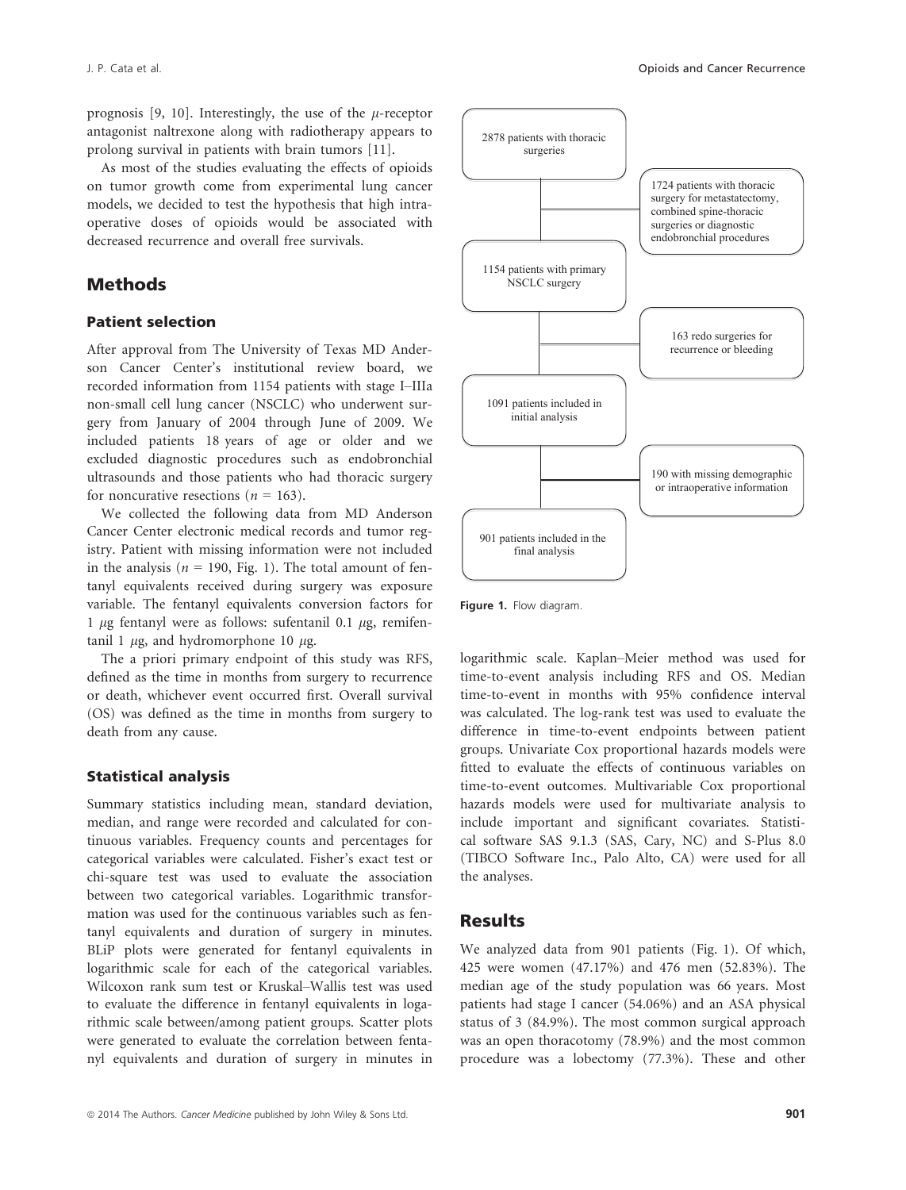prognosis [9, 10]. Interestingly, the use of the $\mu$-receptor antagonist naltrexone along with radiotherapy appears to prolong survival in patients with brain tumors [11].

As most of the studies evaluating the effects of opioids on tumor growth come from experimental lung cancer models, we decided to test the hypothesis that high intraoperative doses of opioids would be associated with decreased recurrence and overall free survivals.

## Methods

### Patient selection

After approval from The University of Texas MD Anderson Cancer Center's institutional review board, we recorded information from 1154 patients with stage I–IIIa non-small cell lung cancer (NSCLC) who underwent surgery from January of 2004 through June of 2009. We included patients 18 years of age or older and we excluded diagnostic procedures such as endobronchial ultrasounds and those patients who had thoracic surgery for noncurative resections ($n$ = 163).

We collected the following data from MD Anderson Cancer Center electronic medical records and tumor registry. Patient with missing information were not included in the analysis ($n$ = 190, Fig. 1). The total amount of fentanyl equivalents received during surgery was exposure variable. The fentanyl equivalents conversion factors for 1 $\mu$g fentanyl were as follows: sufentanil 0.1 $\mu$g, remifentanil 1 $\mu$g, and hydromorphone 10 $\mu$g.

The a priori primary endpoint of this study was RFS, defined as the time in months from surgery to recurrence or death, whichever event occurred first. Overall survival (OS) was defined as the time in months from surgery to death from any cause.

### Statistical analysis

Summary statistics including mean, standard deviation, median, and range were recorded and calculated for continuous variables. Frequency counts and percentages for categorical variables were calculated. Fisher's exact test or chi-square test was used to evaluate the association between two categorical variables. Logarithmic transformation was used for the continuous variables such as fentanyl equivalents and duration of surgery in minutes. BLiP plots were generated for fentanyl equivalents in logarithmic scale for each of the categorical variables. Wilcoxon rank sum test or Kruskal–Wallis test was used to evaluate the difference in fentanyl equivalents in logarithmic scale between/among patient groups. Scatter plots were generated to evaluate the correlation between fentanyl equivalents and duration of surgery in minutes in logarithmic scale. Kaplan–Meier method was used for time-to-event analysis including RFS and OS. Median time-to-event in months with 95% confidence interval was calculated. The log-rank test was used to evaluate the difference in time-to-event endpoints between patient groups. Univariate Cox proportional hazards models were fitted to evaluate the effects of continuous variables on time-to-event outcomes. Multivariable Cox proportional hazards models were used for multivariate analysis to include important and significant covariates. Statistical software SAS 9.1.3 (SAS, Cary, NC) and S-Plus 8.0 (TIBCO Software Inc., Palo Alto, CA) were used for all the analyses.

- 2878 patients with thoracic surgeries
  - Excluded: 1724 patients with thoracic surgery for metastatectomy, combined spine-thoracic surgeries or diagnostic endobronchial procedures
- 1154 patients with primary NSCLC surgery
  - Excluded: 163 redo surgeries for recurrence or bleeding
- 1091 patients included in initial analysis
  - Excluded: 190 with missing demographic or intraoperative information
- 901 patients included in the final analysis

**Figure 1.** Flow diagram.

## Results

We analyzed data from 901 patients (Fig. 1). Of which, 425 were women (47.17%) and 476 men (52.83%). The median age of the study population was 66 years. Most patients had stage I cancer (54.06%) and an ASA physical status of 3 (84.9%). The most common surgical approach was an open thoracotomy (78.9%) and the most common procedure was a lobectomy (77.3%). These and other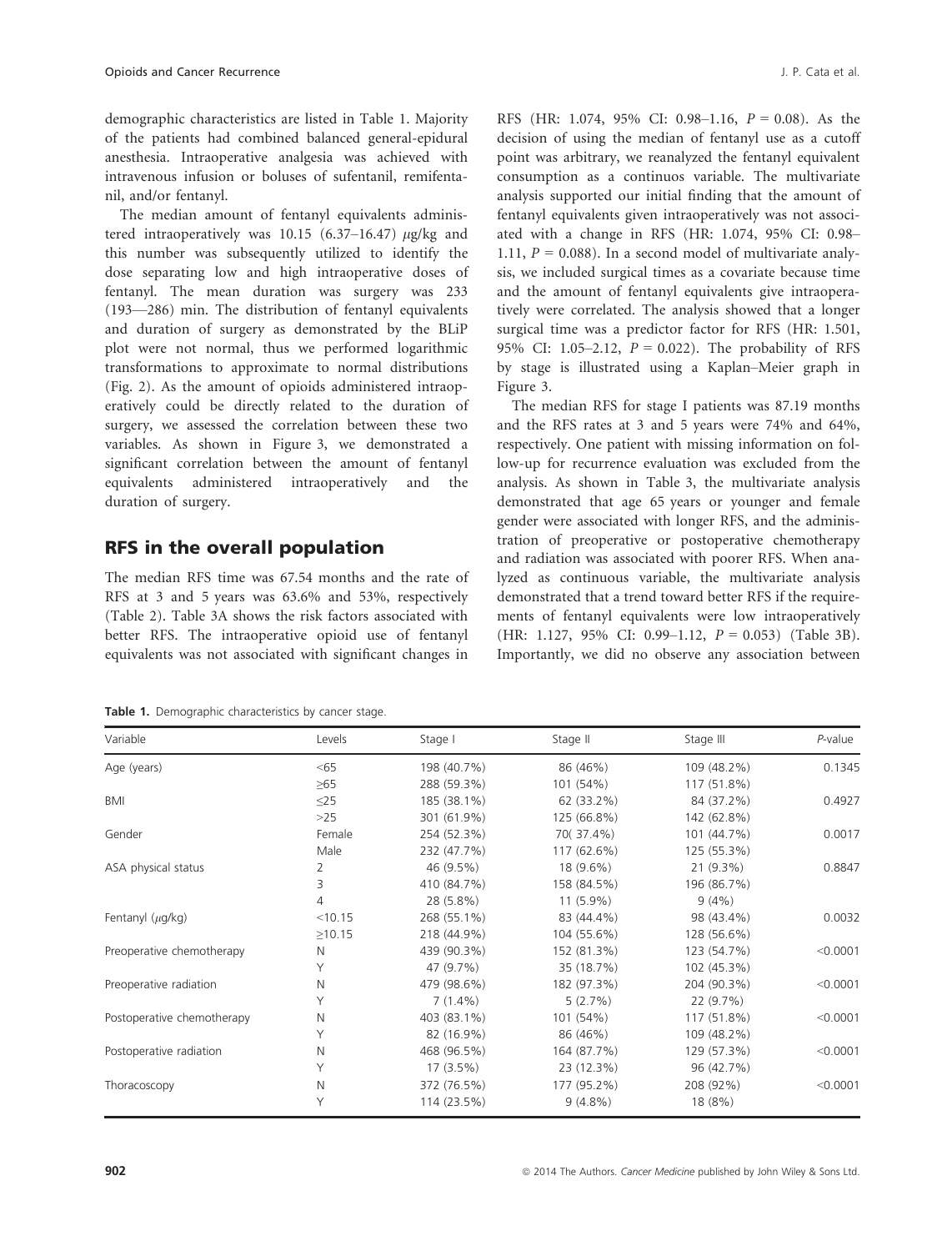demographic characteristics are listed in Table 1. Majority of the patients had combined balanced general-epidural anesthesia. Intraoperative analgesia was achieved with intravenous infusion or boluses of sufentanil, remifentanil, and/or fentanyl.

The median amount of fentanyl equivalents administered intraoperatively was 10.15 (6.37–16.47) $\mu$g/kg and this number was subsequently utilized to identify the dose separating low and high intraoperative doses of fentanyl. The mean duration was surgery was 233 (193—286) min. The distribution of fentanyl equivalents and duration of surgery as demonstrated by the BLiP plot were not normal, thus we performed logarithmic transformations to approximate to normal distributions (Fig. 2). As the amount of opioids administered intraoperatively could be directly related to the duration of surgery, we assessed the correlation between these two variables. As shown in Figure 3, we demonstrated a significant correlation between the amount of fentanyl equivalents administered intraoperatively and the duration of surgery.

## RFS in the overall population

The median RFS time was 67.54 months and the rate of RFS at 3 and 5 years was 63.6% and 53%, respectively (Table 2). Table 3A shows the risk factors associated with better RFS. The intraoperative opioid use of fentanyl equivalents was not associated with significant changes in RFS (HR: 1.074, 95% CI: 0.98–1.16, $P = 0.08$). As the decision of using the median of fentanyl use as a cutoff point was arbitrary, we reanalyzed the fentanyl equivalent consumption as a continuos variable. The multivariate analysis supported our initial finding that the amount of fentanyl equivalents given intraoperatively was not associated with a change in RFS (HR: 1.074, 95% CI: 0.98–1.11, $P = 0.088$). In a second model of multivariate analysis, we included surgical times as a covariate because time and the amount of fentanyl equivalents give intraoperatively were correlated. The analysis showed that a longer surgical time was a predictor factor for RFS (HR: 1.501, 95% CI: 1.05–2.12, $P = 0.022$). The probability of RFS by stage is illustrated using a Kaplan–Meier graph in Figure 3.

The median RFS for stage I patients was 87.19 months and the RFS rates at 3 and 5 years were 74% and 64%, respectively. One patient with missing information on follow-up for recurrence evaluation was excluded from the analysis. As shown in Table 3, the multivariate analysis demonstrated that age 65 years or younger and female gender were associated with longer RFS, and the administration of preoperative or postoperative chemotherapy and radiation was associated with poorer RFS. When analyzed as continuous variable, the multivariate analysis demonstrated that a trend toward better RFS if the requirements of fentanyl equivalents were low intraoperatively (HR: 1.127, 95% CI: 0.99–1.12, $P = 0.053$) (Table 3B). Importantly, we did no observe any association between

**Table 1.** Demographic characteristics by cancer stage.

| Variable | Levels | Stage I | Stage II | Stage III | *P*-value |
|---|---|---|---|---|---|
| Age (years) | <65 | 198 (40.7%) | 86 (46%) | 109 (48.2%) | 0.1345 |
| | ≥65 | 288 (59.3%) | 101 (54%) | 117 (51.8%) | |
| BMI | ≤25 | 185 (38.1%) | 62 (33.2%) | 84 (37.2%) | 0.4927 |
| | >25 | 301 (61.9%) | 125 (66.8%) | 142 (62.8%) | |
| Gender | Female | 254 (52.3%) | 70( 37.4%) | 101 (44.7%) | 0.0017 |
| | Male | 232 (47.7%) | 117 (62.6%) | 125 (55.3%) | |
| ASA physical status | 2 | 46 (9.5%) | 18 (9.6%) | 21 (9.3%) | 0.8847 |
| | 3 | 410 (84.7%) | 158 (84.5%) | 196 (86.7%) | |
| | 4 | 28 (5.8%) | 11 (5.9%) | 9 (4%) | |
| Fentanyl ($\mu$g/kg) | <10.15 | 268 (55.1%) | 83 (44.4%) | 98 (43.4%) | 0.0032 |
| | ≥10.15 | 218 (44.9%) | 104 (55.6%) | 128 (56.6%) | |
| Preoperative chemotherapy | N | 439 (90.3%) | 152 (81.3%) | 123 (54.7%) | <0.0001 |
| | Y | 47 (9.7%) | 35 (18.7%) | 102 (45.3%) | |
| Preoperative radiation | N | 479 (98.6%) | 182 (97.3%) | 204 (90.3%) | <0.0001 |
| | Y | 7 (1.4%) | 5 (2.7%) | 22 (9.7%) | |
| Postoperative chemotherapy | N | 403 (83.1%) | 101 (54%) | 117 (51.8%) | <0.0001 |
| | Y | 82 (16.9%) | 86 (46%) | 109 (48.2%) | |
| Postoperative radiation | N | 468 (96.5%) | 164 (87.7%) | 129 (57.3%) | <0.0001 |
| | Y | 17 (3.5%) | 23 (12.3%) | 96 (42.7%) | |
| Thoracoscopy | N | 372 (76.5%) | 177 (95.2%) | 208 (92%) | <0.0001 |
| | Y | 114 (23.5%) | 9 (4.8%) | 18 (8%) | |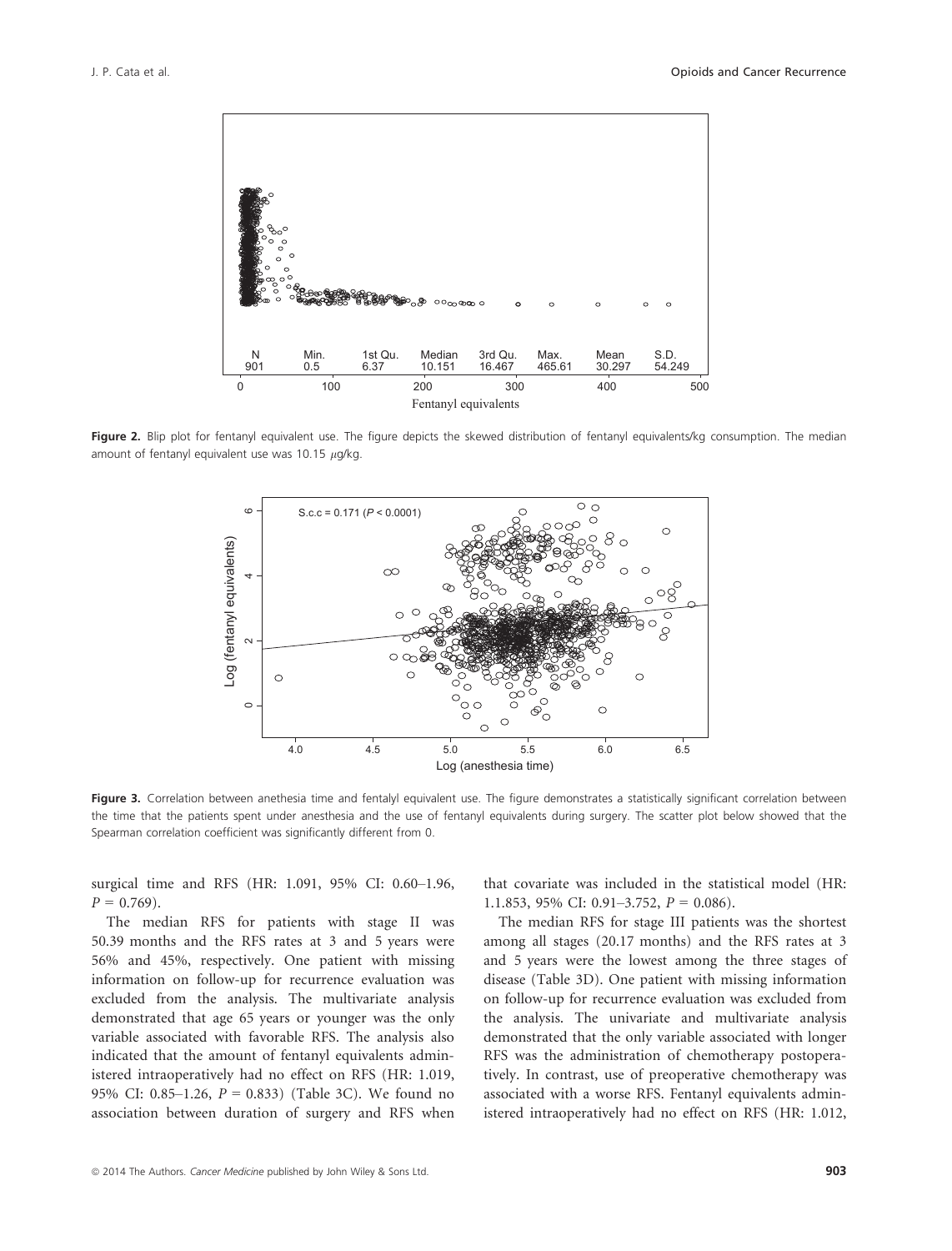**Figure 2.** Blip plot for fentanyl equivalent use. The figure depicts the skewed distribution of fentanyl equivalents/kg consumption. The median amount of fentanyl equivalent use was 10.15 $\mu$g/kg.

**Figure 3.** Correlation between anethesia time and fentalyl equivalent use. The figure demonstrates a statistically significant correlation between the time that the patients spent under anesthesia and the use of fentanyl equivalents during surgery. The scatter plot below showed that the Spearman correlation coefficient was significantly different from 0.

surgical time and RFS (HR: 1.091, 95% CI: 0.60–1.96, $P = 0.769$).

The median RFS for patients with stage II was 50.39 months and the RFS rates at 3 and 5 years were 56% and 45%, respectively. One patient with missing information on follow-up for recurrence evaluation was excluded from the analysis. The multivariate analysis demonstrated that age 65 years or younger was the only variable associated with favorable RFS. The analysis also indicated that the amount of fentanyl equivalents administered intraoperatively had no effect on RFS (HR: 1.019, 95% CI: 0.85–1.26, $P = 0.833$) (Table 3C). We found no association between duration of surgery and RFS when that covariate was included in the statistical model (HR: 1.1.853, 95% CI: 0.91–3.752, $P = 0.086$).

The median RFS for stage III patients was the shortest among all stages (20.17 months) and the RFS rates at 3 and 5 years were the lowest among the three stages of disease (Table 3D). One patient with missing information on follow-up for recurrence evaluation was excluded from the analysis. The univariate and multivariate analysis demonstrated that the only variable associated with longer RFS was the administration of chemotherapy postoperatively. In contrast, use of preoperative chemotherapy was associated with a worse RFS. Fentanyl equivalents administered intraoperatively had no effect on RFS (HR: 1.012,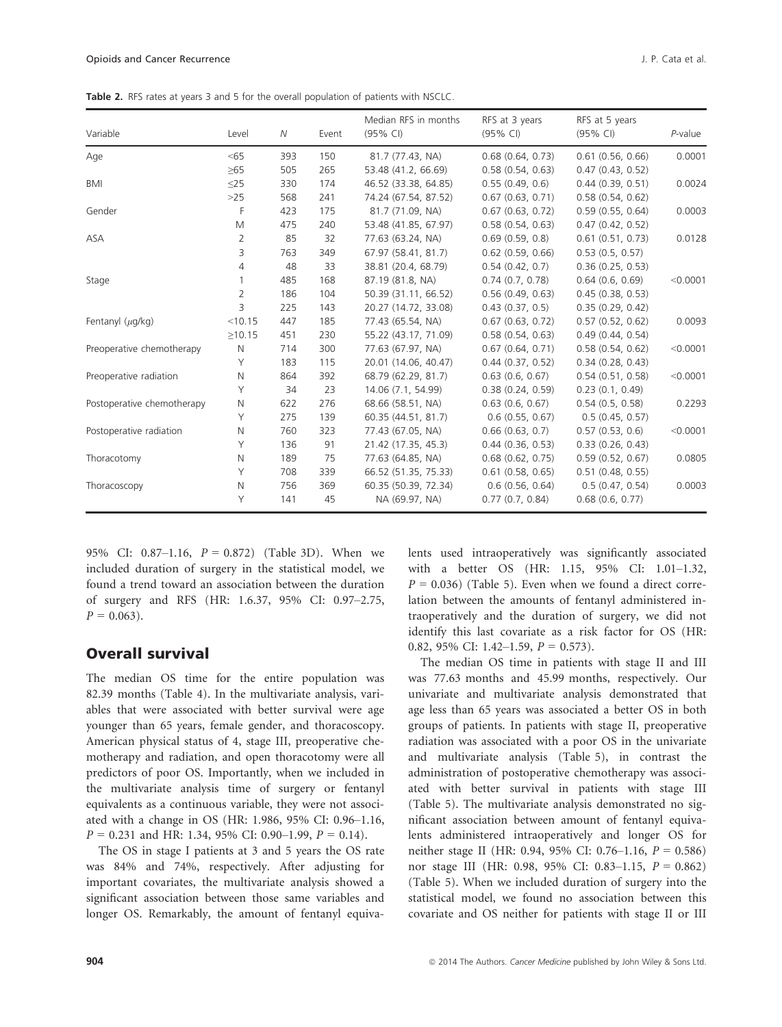**Table 2.** RFS rates at years 3 and 5 for the overall population of patients with NSCLC.

| Variable | Level | N | Event | Median RFS in months (95% CI) | RFS at 3 years (95% CI) | RFS at 5 years (95% CI) | P-value |
|---|---|---|---|---|---|---|---|
| Age | <65 | 393 | 150 | 81.7 (77.43, NA) | 0.68 (0.64, 0.73) | 0.61 (0.56, 0.66) | 0.0001 |
| | ≥65 | 505 | 265 | 53.48 (41.2, 66.69) | 0.58 (0.54, 0.63) | 0.47 (0.43, 0.52) | |
| BMI | ≤25 | 330 | 174 | 46.52 (33.38, 64.85) | 0.55 (0.49, 0.6) | 0.44 (0.39, 0.51) | 0.0024 |
| | >25 | 568 | 241 | 74.24 (67.54, 87.52) | 0.67 (0.63, 0.71) | 0.58 (0.54, 0.62) | |
| Gender | F | 423 | 175 | 81.7 (71.09, NA) | 0.67 (0.63, 0.72) | 0.59 (0.55, 0.64) | 0.0003 |
| | M | 475 | 240 | 53.48 (41.85, 67.97) | 0.58 (0.54, 0.63) | 0.47 (0.42, 0.52) | |
| ASA | 2 | 85 | 32 | 77.63 (63.24, NA) | 0.69 (0.59, 0.8) | 0.61 (0.51, 0.73) | 0.0128 |
| | 3 | 763 | 349 | 67.97 (58.41, 81.7) | 0.62 (0.59, 0.66) | 0.53 (0.5, 0.57) | |
| | 4 | 48 | 33 | 38.81 (20.4, 68.79) | 0.54 (0.42, 0.7) | 0.36 (0.25, 0.53) | |
| Stage | 1 | 485 | 168 | 87.19 (81.8, NA) | 0.74 (0.7, 0.78) | 0.64 (0.6, 0.69) | <0.0001 |
| | 2 | 186 | 104 | 50.39 (31.11, 66.52) | 0.56 (0.49, 0.63) | 0.45 (0.38, 0.53) | |
| | 3 | 225 | 143 | 20.27 (14.72, 33.08) | 0.43 (0.37, 0.5) | 0.35 (0.29, 0.42) | |
| Fentanyl (μg/kg) | <10.15 | 447 | 185 | 77.43 (65.54, NA) | 0.67 (0.63, 0.72) | 0.57 (0.52, 0.62) | 0.0093 |
| | ≥10.15 | 451 | 230 | 55.22 (43.17, 71.09) | 0.58 (0.54, 0.63) | 0.49 (0.44, 0.54) | |
| Preoperative chemotherapy | N | 714 | 300 | 77.63 (67.97, NA) | 0.67 (0.64, 0.71) | 0.58 (0.54, 0.62) | <0.0001 |
| | Y | 183 | 115 | 20.01 (14.06, 40.47) | 0.44 (0.37, 0.52) | 0.34 (0.28, 0.43) | |
| Preoperative radiation | N | 864 | 392 | 68.79 (62.29, 81.7) | 0.63 (0.6, 0.67) | 0.54 (0.51, 0.58) | <0.0001 |
| | Y | 34 | 23 | 14.06 (7.1, 54.99) | 0.38 (0.24, 0.59) | 0.23 (0.1, 0.49) | |
| Postoperative chemotherapy | N | 622 | 276 | 68.66 (58.51, NA) | 0.63 (0.6, 0.67) | 0.54 (0.5, 0.58) | 0.2293 |
| | Y | 275 | 139 | 60.35 (44.51, 81.7) | 0.6 (0.55, 0.67) | 0.5 (0.45, 0.57) | |
| Postoperative radiation | N | 760 | 323 | 77.43 (67.05, NA) | 0.66 (0.63, 0.7) | 0.57 (0.53, 0.6) | <0.0001 |
| | Y | 136 | 91 | 21.42 (17.35, 45.3) | 0.44 (0.36, 0.53) | 0.33 (0.26, 0.43) | |
| Thoracotomy | N | 189 | 75 | 77.63 (64.85, NA) | 0.68 (0.62, 0.75) | 0.59 (0.52, 0.67) | 0.0805 |
| | Y | 708 | 339 | 66.52 (51.35, 75.33) | 0.61 (0.58, 0.65) | 0.51 (0.48, 0.55) | |
| Thoracoscopy | N | 756 | 369 | 60.35 (50.39, 72.34) | 0.6 (0.56, 0.64) | 0.5 (0.47, 0.54) | 0.0003 |
| | Y | 141 | 45 | NA (69.97, NA) | 0.77 (0.7, 0.84) | 0.68 (0.6, 0.77) | |

95% CI: 0.87–1.16, $P = 0.872$) (Table 3D). When we included duration of surgery in the statistical model, we found a trend toward an association between the duration of surgery and RFS (HR: 1.6.37, 95% CI: 0.97–2.75, $P = 0.063$).

## Overall survival

The median OS time for the entire population was 82.39 months (Table 4). In the multivariate analysis, variables that were associated with better survival were age younger than 65 years, female gender, and thoracoscopy. American physical status of 4, stage III, preoperative chemotherapy and radiation, and open thoracotomy were all predictors of poor OS. Importantly, when we included in the multivariate analysis time of surgery or fentanyl equivalents as a continuous variable, they were not associated with a change in OS (HR: 1.986, 95% CI: 0.96–1.16, $P = 0.231$ and HR: 1.34, 95% CI: 0.90–1.99, $P = 0.14$).

The OS in stage I patients at 3 and 5 years the OS rate was 84% and 74%, respectively. After adjusting for important covariates, the multivariate analysis showed a significant association between those same variables and longer OS. Remarkably, the amount of fentanyl equivalents used intraoperatively was significantly associated with a better OS (HR: 1.15, 95% CI: 1.01–1.32, $P = 0.036$) (Table 5). Even when we found a direct correlation between the amounts of fentanyl administered intraoperatively and the duration of surgery, we did not identify this last covariate as a risk factor for OS (HR: 0.82, 95% CI: 1.42–1.59, $P = 0.573$).

The median OS time in patients with stage II and III was 77.63 months and 45.99 months, respectively. Our univariate and multivariate analysis demonstrated that age less than 65 years was associated a better OS in both groups of patients. In patients with stage II, preoperative radiation was associated with a poor OS in the univariate and multivariate analysis (Table 5), in contrast the administration of postoperative chemotherapy was associated with better survival in patients with stage III (Table 5). The multivariate analysis demonstrated no significant association between amount of fentanyl equivalents administered intraoperatively and longer OS for neither stage II (HR: 0.94, 95% CI: 0.76–1.16, $P = 0.586$) nor stage III (HR: 0.98, 95% CI: 0.83–1.15, $P = 0.862$) (Table 5). When we included duration of surgery into the statistical model, we found no association between this covariate and OS neither for patients with stage II or III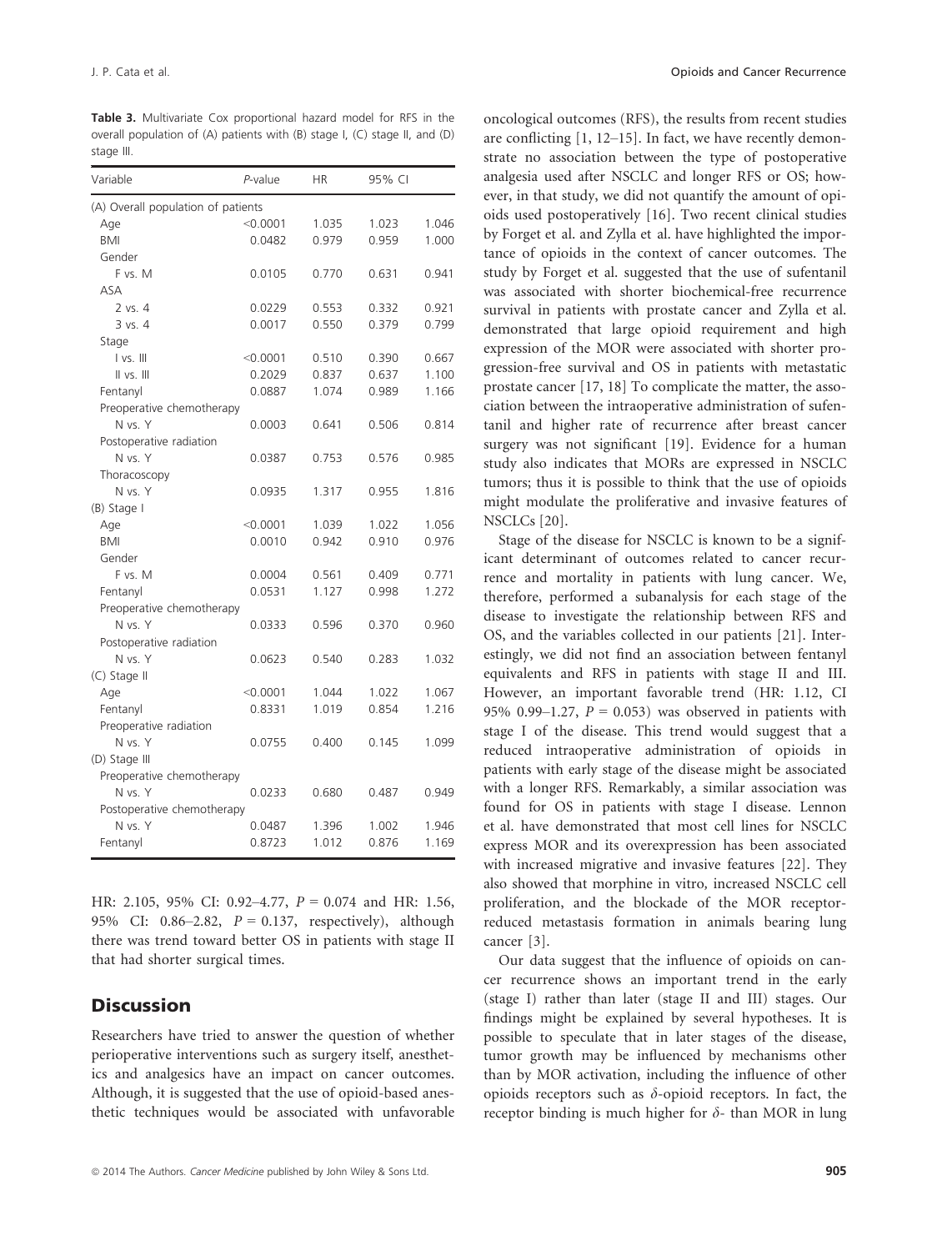**Table 3.** Multivariate Cox proportional hazard model for RFS in the overall population of (A) patients with (B) stage I, (C) stage II, and (D) stage III.

| Variable | *P*-value | HR | 95% CI | |
|---|---|---|---|---|
| (A) Overall population of patients | | | | |
| Age | <0.0001 | 1.035 | 1.023 | 1.046 |
| BMI | 0.0482 | 0.979 | 0.959 | 1.000 |
| Gender | | | | |
| F vs. M | 0.0105 | 0.770 | 0.631 | 0.941 |
| ASA | | | | |
| 2 vs. 4 | 0.0229 | 0.553 | 0.332 | 0.921 |
| 3 vs. 4 | 0.0017 | 0.550 | 0.379 | 0.799 |
| Stage | | | | |
| I vs. III | <0.0001 | 0.510 | 0.390 | 0.667 |
| II vs. III | 0.2029 | 0.837 | 0.637 | 1.100 |
| Fentanyl | 0.0887 | 1.074 | 0.989 | 1.166 |
| Preoperative chemotherapy | | | | |
| N vs. Y | 0.0003 | 0.641 | 0.506 | 0.814 |
| Postoperative radiation | | | | |
| N vs. Y | 0.0387 | 0.753 | 0.576 | 0.985 |
| Thoracoscopy | | | | |
| N vs. Y | 0.0935 | 1.317 | 0.955 | 1.816 |
| (B) Stage I | | | | |
| Age | <0.0001 | 1.039 | 1.022 | 1.056 |
| BMI | 0.0010 | 0.942 | 0.910 | 0.976 |
| Gender | | | | |
| F vs. M | 0.0004 | 0.561 | 0.409 | 0.771 |
| Fentanyl | 0.0531 | 1.127 | 0.998 | 1.272 |
| Preoperative chemotherapy | | | | |
| N vs. Y | 0.0333 | 0.596 | 0.370 | 0.960 |
| Postoperative radiation | | | | |
| N vs. Y | 0.0623 | 0.540 | 0.283 | 1.032 |
| (C) Stage II | | | | |
| Age | <0.0001 | 1.044 | 1.022 | 1.067 |
| Fentanyl | 0.8331 | 1.019 | 0.854 | 1.216 |
| Preoperative radiation | | | | |
| N vs. Y | 0.0755 | 0.400 | 0.145 | 1.099 |
| (D) Stage III | | | | |
| Preoperative chemotherapy | | | | |
| N vs. Y | 0.0233 | 0.680 | 0.487 | 0.949 |
| Postoperative chemotherapy | | | | |
| N vs. Y | 0.0487 | 1.396 | 1.002 | 1.946 |
| Fentanyl | 0.8723 | 1.012 | 0.876 | 1.169 |

HR: 2.105, 95% CI: 0.92–4.77, $P = 0.074$ and HR: 1.56, 95% CI: 0.86–2.82, $P = 0.137$, respectively), although there was trend toward better OS in patients with stage II that had shorter surgical times.

## Discussion

Researchers have tried to answer the question of whether perioperative interventions such as surgery itself, anesthetics and analgesics have an impact on cancer outcomes. Although, it is suggested that the use of opioid-based anesthetic techniques would be associated with unfavorable oncological outcomes (RFS), the results from recent studies are conflicting [1, 12–15]. In fact, we have recently demonstrate no association between the type of postoperative analgesia used after NSCLC and longer RFS or OS; however, in that study, we did not quantify the amount of opioids used postoperatively [16]. Two recent clinical studies by Forget et al. and Zylla et al. have highlighted the importance of opioids in the context of cancer outcomes. The study by Forget et al. suggested that the use of sufentanil was associated with shorter biochemical-free recurrence survival in patients with prostate cancer and Zylla et al. demonstrated that large opioid requirement and high expression of the MOR were associated with shorter progression-free survival and OS in patients with metastatic prostate cancer [17, 18] To complicate the matter, the association between the intraoperative administration of sufentanil and higher rate of recurrence after breast cancer surgery was not significant [19]. Evidence for a human study also indicates that MORs are expressed in NSCLC tumors; thus it is possible to think that the use of opioids might modulate the proliferative and invasive features of NSCLCs [20].

Stage of the disease for NSCLC is known to be a significant determinant of outcomes related to cancer recurrence and mortality in patients with lung cancer. We, therefore, performed a subanalysis for each stage of the disease to investigate the relationship between RFS and OS, and the variables collected in our patients [21]. Interestingly, we did not find an association between fentanyl equivalents and RFS in patients with stage II and III. However, an important favorable trend (HR: 1.12, CI 95% 0.99–1.27, $P = 0.053$) was observed in patients with stage I of the disease. This trend would suggest that a reduced intraoperative administration of opioids in patients with early stage of the disease might be associated with a longer RFS. Remarkably, a similar association was found for OS in patients with stage I disease. Lennon et al. have demonstrated that most cell lines for NSCLC express MOR and its overexpression has been associated with increased migrative and invasive features [22]. They also showed that morphine in vitro, increased NSCLC cell proliferation, and the blockade of the MOR receptor-reduced metastasis formation in animals bearing lung cancer [3].

Our data suggest that the influence of opioids on cancer recurrence shows an important trend in the early (stage I) rather than later (stage II and III) stages. Our findings might be explained by several hypotheses. It is possible to speculate that in later stages of the disease, tumor growth may be influenced by mechanisms other than by MOR activation, including the influence of other opioids receptors such as $\delta$-opioid receptors. In fact, the receptor binding is much higher for $\delta$- than MOR in lung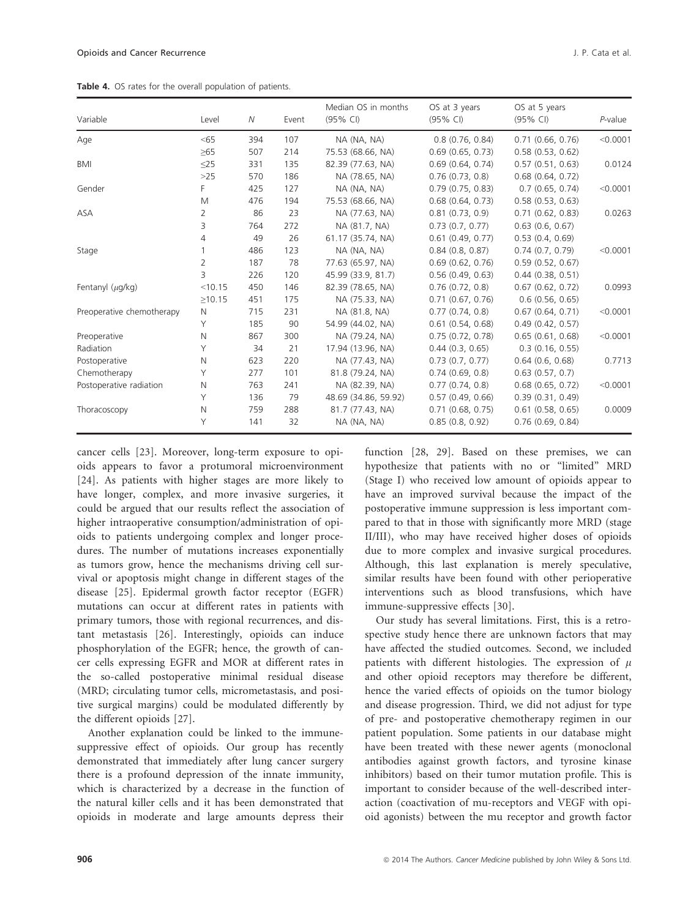**Table 4.** OS rates for the overall population of patients.

| Variable | Level | $N$ | Event | Median OS in months (95% CI) | OS at 3 years (95% CI) | OS at 5 years (95% CI) | $P$-value |
|---|---|---|---|---|---|---|---|
| Age | <65 | 394 | 107 | NA (NA, NA) | 0.8 (0.76, 0.84) | 0.71 (0.66, 0.76) | <0.0001 |
| | ≥65 | 507 | 214 | 75.53 (68.66, NA) | 0.69 (0.65, 0.73) | 0.58 (0.53, 0.62) | |
| BMI | ≤25 | 331 | 135 | 82.39 (77.63, NA) | 0.69 (0.64, 0.74) | 0.57 (0.51, 0.63) | 0.0124 |
| | >25 | 570 | 186 | NA (78.65, NA) | 0.76 (0.73, 0.8) | 0.68 (0.64, 0.72) | |
| Gender | F | 425 | 127 | NA (NA, NA) | 0.79 (0.75, 0.83) | 0.7 (0.65, 0.74) | <0.0001 |
| | M | 476 | 194 | 75.53 (68.66, NA) | 0.68 (0.64, 0.73) | 0.58 (0.53, 0.63) | |
| ASA | 2 | 86 | 23 | NA (77.63, NA) | 0.81 (0.73, 0.9) | 0.71 (0.62, 0.83) | 0.0263 |
| | 3 | 764 | 272 | NA (81.7, NA) | 0.73 (0.7, 0.77) | 0.63 (0.6, 0.67) | |
| | 4 | 49 | 26 | 61.17 (35.74, NA) | 0.61 (0.49, 0.77) | 0.53 (0.4, 0.69) | |
| Stage | 1 | 486 | 123 | NA (NA, NA) | 0.84 (0.8, 0.87) | 0.74 (0.7, 0.79) | <0.0001 |
| | 2 | 187 | 78 | 77.63 (65.97, NA) | 0.69 (0.62, 0.76) | 0.59 (0.52, 0.67) | |
| | 3 | 226 | 120 | 45.99 (33.9, 81.7) | 0.56 (0.49, 0.63) | 0.44 (0.38, 0.51) | |
| Fentanyl ($\mu$g/kg) | <10.15 | 450 | 146 | 82.39 (78.65, NA) | 0.76 (0.72, 0.8) | 0.67 (0.62, 0.72) | 0.0993 |
| | ≥10.15 | 451 | 175 | NA (75.33, NA) | 0.71 (0.67, 0.76) | 0.6 (0.56, 0.65) | |
| Preoperative chemotherapy | N | 715 | 231 | NA (81.8, NA) | 0.77 (0.74, 0.8) | 0.67 (0.64, 0.71) | <0.0001 |
| | Y | 185 | 90 | 54.99 (44.02, NA) | 0.61 (0.54, 0.68) | 0.49 (0.42, 0.57) | |
| Preoperative | N | 867 | 300 | NA (79.24, NA) | 0.75 (0.72, 0.78) | 0.65 (0.61, 0.68) | <0.0001 |
| Radiation | Y | 34 | 21 | 17.94 (13.96, NA) | 0.44 (0.3, 0.65) | 0.3 (0.16, 0.55) | |
| Postoperative | N | 623 | 220 | NA (77.43, NA) | 0.73 (0.7, 0.77) | 0.64 (0.6, 0.68) | 0.7713 |
| Chemotherapy | Y | 277 | 101 | 81.8 (79.24, NA) | 0.74 (0.69, 0.8) | 0.63 (0.57, 0.7) | |
| Postoperative radiation | N | 763 | 241 | NA (82.39, NA) | 0.77 (0.74, 0.8) | 0.68 (0.65, 0.72) | <0.0001 |
| | Y | 136 | 79 | 48.69 (34.86, 59.92) | 0.57 (0.49, 0.66) | 0.39 (0.31, 0.49) | |
| Thoracoscopy | N | 759 | 288 | 81.7 (77.43, NA) | 0.71 (0.68, 0.75) | 0.61 (0.58, 0.65) | 0.0009 |
| | Y | 141 | 32 | NA (NA, NA) | 0.85 (0.8, 0.92) | 0.76 (0.69, 0.84) | |

cancer cells [23]. Moreover, long-term exposure to opioids appears to favor a protumoral microenvironment [24]. As patients with higher stages are more likely to have longer, complex, and more invasive surgeries, it could be argued that our results reflect the association of higher intraoperative consumption/administration of opioids to patients undergoing complex and longer procedures. The number of mutations increases exponentially as tumors grow, hence the mechanisms driving cell survival or apoptosis might change in different stages of the disease [25]. Epidermal growth factor receptor (EGFR) mutations can occur at different rates in patients with primary tumors, those with regional recurrences, and distant metastasis [26]. Interestingly, opioids can induce phosphorylation of the EGFR; hence, the growth of cancer cells expressing EGFR and MOR at different rates in the so-called postoperative minimal residual disease (MRD; circulating tumor cells, micrometastasis, and positive surgical margins) could be modulated differently by the different opioids [27].

Another explanation could be linked to the immune-suppressive effect of opioids. Our group has recently demonstrated that immediately after lung cancer surgery there is a profound depression of the innate immunity, which is characterized by a decrease in the function of the natural killer cells and it has been demonstrated that opioids in moderate and large amounts depress their function [28, 29]. Based on these premises, we can hypothesize that patients with no or "limited" MRD (Stage I) who received low amount of opioids appear to have an improved survival because the impact of the postoperative immune suppression is less important compared to that in those with significantly more MRD (stage II/III), who may have received higher doses of opioids due to more complex and invasive surgical procedures. Although, this last explanation is merely speculative, similar results have been found with other perioperative interventions such as blood transfusions, which have immune-suppressive effects [30].

Our study has several limitations. First, this is a retrospective study hence there are unknown factors that may have affected the studied outcomes. Second, we included patients with different histologies. The expression of $\mu$ and other opioid receptors may therefore be different, hence the varied effects of opioids on the tumor biology and disease progression. Third, we did not adjust for type of pre- and postoperative chemotherapy regimen in our patient population. Some patients in our database might have been treated with these newer agents (monoclonal antibodies against growth factors, and tyrosine kinase inhibitors) based on their tumor mutation profile. This is important to consider because of the well-described interaction (coactivation of mu-receptors and VEGF with opioid agonists) between the mu receptor and growth factor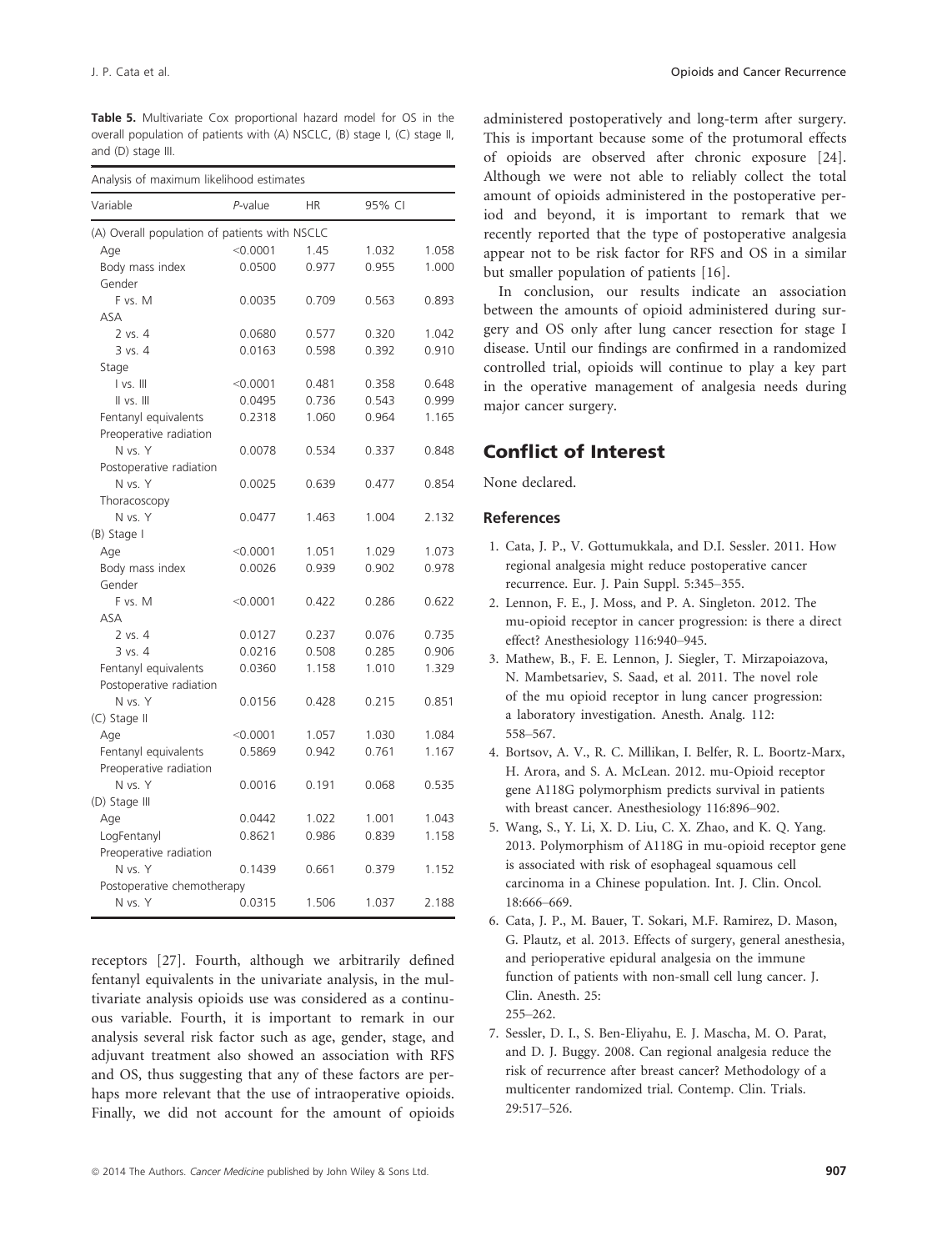**Table 5.** Multivariate Cox proportional hazard model for OS in the overall population of patients with (A) NSCLC, (B) stage I, (C) stage II, and (D) stage III.

| Analysis of maximum likelihood estimates | | | | |
|---|---|---|---|---|
| Variable | *P*-value | HR | 95% CI | |
| (A) Overall population of patients with NSCLC | | | | |
| Age | <0.0001 | 1.45 | 1.032 | 1.058 |
| Body mass index | 0.0500 | 0.977 | 0.955 | 1.000 |
| Gender | | | | |
| F vs. M | 0.0035 | 0.709 | 0.563 | 0.893 |
| ASA | | | | |
| 2 vs. 4 | 0.0680 | 0.577 | 0.320 | 1.042 |
| 3 vs. 4 | 0.0163 | 0.598 | 0.392 | 0.910 |
| Stage | | | | |
| I vs. III | <0.0001 | 0.481 | 0.358 | 0.648 |
| II vs. III | 0.0495 | 0.736 | 0.543 | 0.999 |
| Fentanyl equivalents | 0.2318 | 1.060 | 0.964 | 1.165 |
| Preoperative radiation | | | | |
| N vs. Y | 0.0078 | 0.534 | 0.337 | 0.848 |
| Postoperative radiation | | | | |
| N vs. Y | 0.0025 | 0.639 | 0.477 | 0.854 |
| Thoracoscopy | | | | |
| N vs. Y | 0.0477 | 1.463 | 1.004 | 2.132 |
| (B) Stage I | | | | |
| Age | <0.0001 | 1.051 | 1.029 | 1.073 |
| Body mass index | 0.0026 | 0.939 | 0.902 | 0.978 |
| Gender | | | | |
| F vs. M | <0.0001 | 0.422 | 0.286 | 0.622 |
| ASA | | | | |
| 2 vs. 4 | 0.0127 | 0.237 | 0.076 | 0.735 |
| 3 vs. 4 | 0.0216 | 0.508 | 0.285 | 0.906 |
| Fentanyl equivalents | 0.0360 | 1.158 | 1.010 | 1.329 |
| Postoperative radiation | | | | |
| N vs. Y | 0.0156 | 0.428 | 0.215 | 0.851 |
| (C) Stage II | | | | |
| Age | <0.0001 | 1.057 | 1.030 | 1.084 |
| Fentanyl equivalents | 0.5869 | 0.942 | 0.761 | 1.167 |
| Preoperative radiation | | | | |
| N vs. Y | 0.0016 | 0.191 | 0.068 | 0.535 |
| (D) Stage III | | | | |
| Age | 0.0442 | 1.022 | 1.001 | 1.043 |
| LogFentanyl | 0.8621 | 0.986 | 0.839 | 1.158 |
| Preoperative radiation | | | | |
| N vs. Y | 0.1439 | 0.661 | 0.379 | 1.152 |
| Postoperative chemotherapy | | | | |
| N vs. Y | 0.0315 | 1.506 | 1.037 | 2.188 |

receptors [27]. Fourth, although we arbitrarily defined fentanyl equivalents in the univariate analysis, in the multivariate analysis opioids use was considered as a continuous variable. Fourth, it is important to remark in our analysis several risk factor such as age, gender, stage, and adjuvant treatment also showed an association with RFS and OS, thus suggesting that any of these factors are perhaps more relevant that the use of intraoperative opioids. Finally, we did not account for the amount of opioids administered postoperatively and long-term after surgery. This is important because some of the protumoral effects of opioids are observed after chronic exposure [24]. Although we were not able to reliably collect the total amount of opioids administered in the postoperative period and beyond, it is important to remark that we recently reported that the type of postoperative analgesia appear not to be risk factor for RFS and OS in a similar but smaller population of patients [16].

In conclusion, our results indicate an association between the amounts of opioid administered during surgery and OS only after lung cancer resection for stage I disease. Until our findings are confirmed in a randomized controlled trial, opioids will continue to play a key part in the operative management of analgesia needs during major cancer surgery.

## Conflict of Interest

None declared.

## References

1. Cata, J. P., V. Gottumukkala, and D.I. Sessler. 2011. How regional analgesia might reduce postoperative cancer recurrence. Eur. J. Pain Suppl. 5:345–355.
2. Lennon, F. E., J. Moss, and P. A. Singleton. 2012. The mu-opioid receptor in cancer progression: is there a direct effect? Anesthesiology 116:940–945.
3. Mathew, B., F. E. Lennon, J. Siegler, T. Mirzapoiazova, N. Mambetsariev, S. Saad, et al. 2011. The novel role of the mu opioid receptor in lung cancer progression: a laboratory investigation. Anesth. Analg. 112: 558–567.
4. Bortsov, A. V., R. C. Millikan, I. Belfer, R. L. Boortz-Marx, H. Arora, and S. A. McLean. 2012. mu-Opioid receptor gene A118G polymorphism predicts survival in patients with breast cancer. Anesthesiology 116:896–902.
5. Wang, S., Y. Li, X. D. Liu, C. X. Zhao, and K. Q. Yang. 2013. Polymorphism of A118G in mu-opioid receptor gene is associated with risk of esophageal squamous cell carcinoma in a Chinese population. Int. J. Clin. Oncol. 18:666–669.
6. Cata, J. P., M. Bauer, T. Sokari, M.F. Ramirez, D. Mason, G. Plautz, et al. 2013. Effects of surgery, general anesthesia, and perioperative epidural analgesia on the immune function of patients with non-small cell lung cancer. J. Clin. Anesth. 25: 255–262.
7. Sessler, D. I., S. Ben-Eliyahu, E. J. Mascha, M. O. Parat, and D. J. Buggy. 2008. Can regional analgesia reduce the risk of recurrence after breast cancer? Methodology of a multicenter randomized trial. Contemp. Clin. Trials. 29:517–526.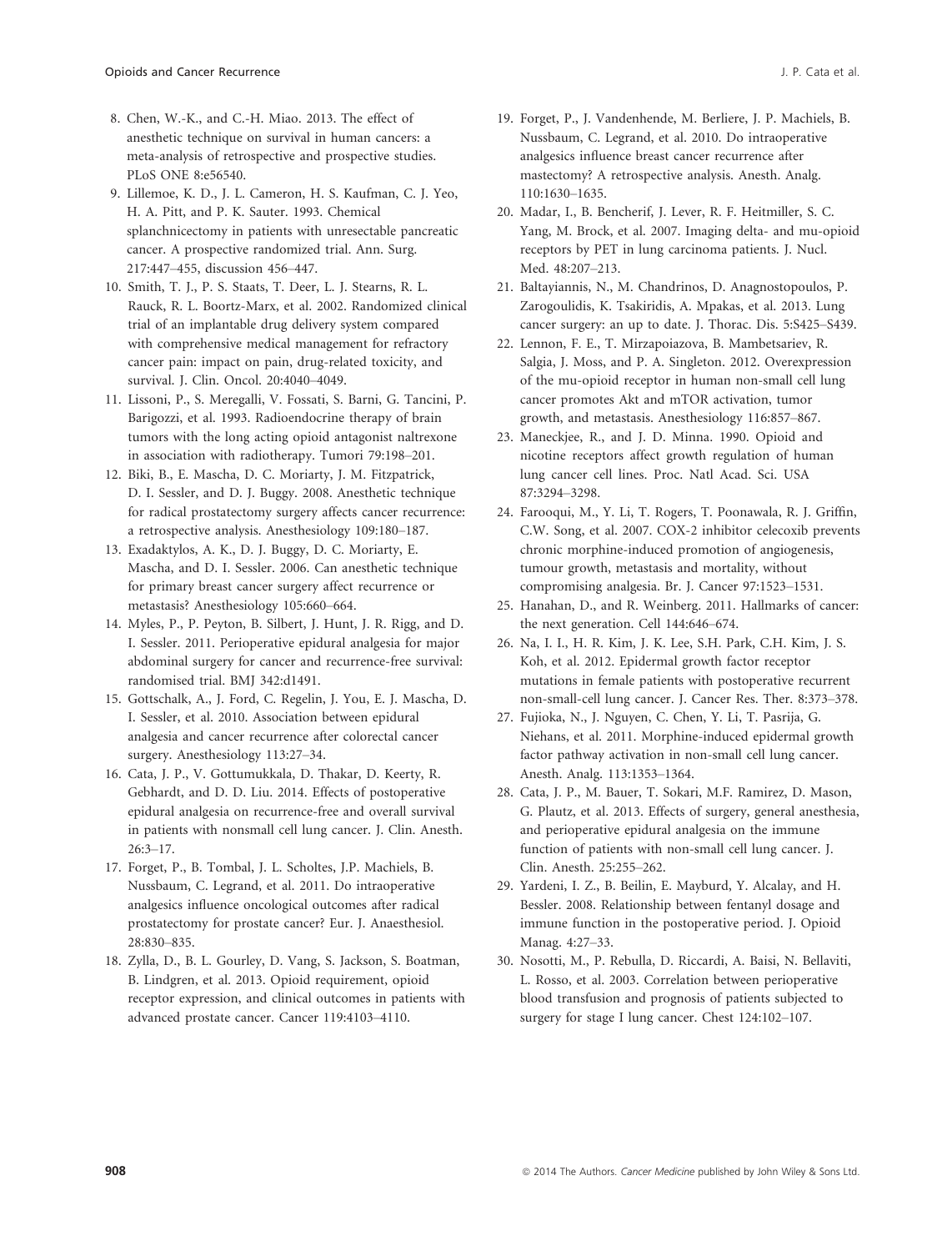8. Chen, W.-K., and C.-H. Miao. 2013. The effect of anesthetic technique on survival in human cancers: a meta-analysis of retrospective and prospective studies. PLoS ONE 8:e56540.
9. Lillemoe, K. D., J. L. Cameron, H. S. Kaufman, C. J. Yeo, H. A. Pitt, and P. K. Sauter. 1993. Chemical splanchnicectomy in patients with unresectable pancreatic cancer. A prospective randomized trial. Ann. Surg. 217:447–455, discussion 456–447.
10. Smith, T. J., P. S. Staats, T. Deer, L. J. Stearns, R. L. Rauck, R. L. Boortz-Marx, et al. 2002. Randomized clinical trial of an implantable drug delivery system compared with comprehensive medical management for refractory cancer pain: impact on pain, drug-related toxicity, and survival. J. Clin. Oncol. 20:4040–4049.
11. Lissoni, P., S. Meregalli, V. Fossati, S. Barni, G. Tancini, P. Barigozzi, et al. 1993. Radioendocrine therapy of brain tumors with the long acting opioid antagonist naltrexone in association with radiotherapy. Tumori 79:198–201.
12. Biki, B., E. Mascha, D. C. Moriarty, J. M. Fitzpatrick, D. I. Sessler, and D. J. Buggy. 2008. Anesthetic technique for radical prostatectomy surgery affects cancer recurrence: a retrospective analysis. Anesthesiology 109:180–187.
13. Exadaktylos, A. K., D. J. Buggy, D. C. Moriarty, E. Mascha, and D. I. Sessler. 2006. Can anesthetic technique for primary breast cancer surgery affect recurrence or metastasis? Anesthesiology 105:660–664.
14. Myles, P., P. Peyton, B. Silbert, J. Hunt, J. R. Rigg, and D. I. Sessler. 2011. Perioperative epidural analgesia for major abdominal surgery for cancer and recurrence-free survival: randomised trial. BMJ 342:d1491.
15. Gottschalk, A., J. Ford, C. Regelin, J. You, E. J. Mascha, D. I. Sessler, et al. 2010. Association between epidural analgesia and cancer recurrence after colorectal cancer surgery. Anesthesiology 113:27–34.
16. Cata, J. P., V. Gottumukkala, D. Thakar, D. Keerty, R. Gebhardt, and D. D. Liu. 2014. Effects of postoperative epidural analgesia on recurrence-free and overall survival in patients with nonsmall cell lung cancer. J. Clin. Anesth. 26:3–17.
17. Forget, P., B. Tombal, J. L. Scholtes, J.P. Machiels, B. Nussbaum, C. Legrand, et al. 2011. Do intraoperative analgesics influence oncological outcomes after radical prostatectomy for prostate cancer? Eur. J. Anaesthesiol. 28:830–835.
18. Zylla, D., B. L. Gourley, D. Vang, S. Jackson, S. Boatman, B. Lindgren, et al. 2013. Opioid requirement, opioid receptor expression, and clinical outcomes in patients with advanced prostate cancer. Cancer 119:4103–4110.
19. Forget, P., J. Vandenhende, M. Berliere, J. P. Machiels, B. Nussbaum, C. Legrand, et al. 2010. Do intraoperative analgesics influence breast cancer recurrence after mastectomy? A retrospective analysis. Anesth. Analg. 110:1630–1635.
20. Madar, I., B. Bencherif, J. Lever, R. F. Heitmiller, S. C. Yang, M. Brock, et al. 2007. Imaging delta- and mu-opioid receptors by PET in lung carcinoma patients. J. Nucl. Med. 48:207–213.
21. Baltayiannis, N., M. Chandrinos, D. Anagnostopoulos, P. Zarogoulidis, K. Tsakiridis, A. Mpakas, et al. 2013. Lung cancer surgery: an up to date. J. Thorac. Dis. 5:S425–S439.
22. Lennon, F. E., T. Mirzapoiazova, B. Mambetsariev, R. Salgia, J. Moss, and P. A. Singleton. 2012. Overexpression of the mu-opioid receptor in human non-small cell lung cancer promotes Akt and mTOR activation, tumor growth, and metastasis. Anesthesiology 116:857–867.
23. Maneckjee, R., and J. D. Minna. 1990. Opioid and nicotine receptors affect growth regulation of human lung cancer cell lines. Proc. Natl Acad. Sci. USA 87:3294–3298.
24. Farooqui, M., Y. Li, T. Rogers, T. Poonawala, R. J. Griffin, C.W. Song, et al. 2007. COX-2 inhibitor celecoxib prevents chronic morphine-induced promotion of angiogenesis, tumour growth, metastasis and mortality, without compromising analgesia. Br. J. Cancer 97:1523–1531.
25. Hanahan, D., and R. Weinberg. 2011. Hallmarks of cancer: the next generation. Cell 144:646–674.
26. Na, I. I., H. R. Kim, J. K. Lee, S.H. Park, C.H. Kim, J. S. Koh, et al. 2012. Epidermal growth factor receptor mutations in female patients with postoperative recurrent non-small-cell lung cancer. J. Cancer Res. Ther. 8:373–378.
27. Fujioka, N., J. Nguyen, C. Chen, Y. Li, T. Pasrija, G. Niehans, et al. 2011. Morphine-induced epidermal growth factor pathway activation in non-small cell lung cancer. Anesth. Analg. 113:1353–1364.
28. Cata, J. P., M. Bauer, T. Sokari, M.F. Ramirez, D. Mason, G. Plautz, et al. 2013. Effects of surgery, general anesthesia, and perioperative epidural analgesia on the immune function of patients with non-small cell lung cancer. J. Clin. Anesth. 25:255–262.
29. Yardeni, I. Z., B. Beilin, E. Mayburd, Y. Alcalay, and H. Bessler. 2008. Relationship between fentanyl dosage and immune function in the postoperative period. J. Opioid Manag. 4:27–33.
30. Nosotti, M., P. Rebulla, D. Riccardi, A. Baisi, N. Bellaviti, L. Rosso, et al. 2003. Correlation between perioperative blood transfusion and prognosis of patients subjected to surgery for stage I lung cancer. Chest 124:102–107.